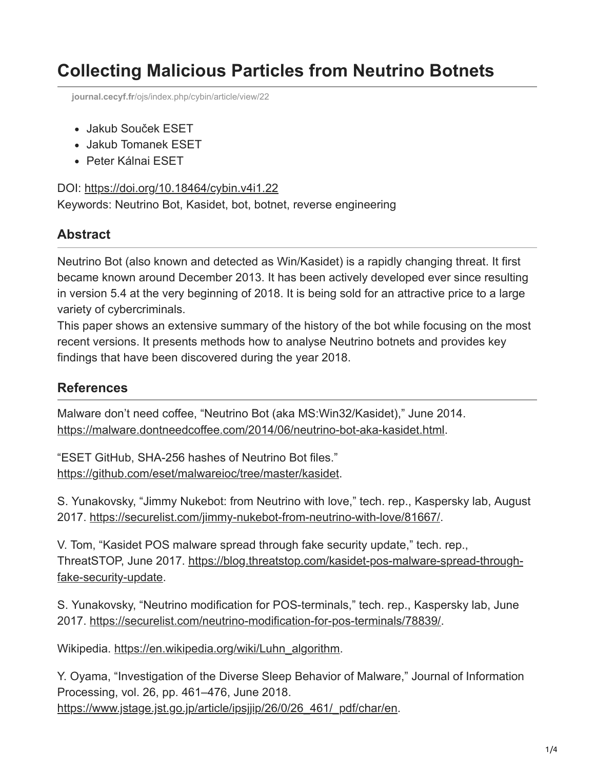# Collecting Malicious Particles from Neutrino Botnets

journal.cecyf.fr/ojs/index.php/cybin/article/view/22

- Jakub Souček ESET
- Jakub Tomanek ESET
- Peter Kálnai ESET

DOI: https://doi.org/10.18464/cybin.v4i1.22
Keywords: Neutrino Bot, Kasidet, bot, botnet, reverse engineering

## Abstract

Neutrino Bot (also known and detected as Win/Kasidet) is a rapidly changing threat. It first became known around December 2013. It has been actively developed ever since resulting in version 5.4 at the very beginning of 2018. It is being sold for an attractive price to a large variety of cybercriminals.
This paper shows an extensive summary of the history of the bot while focusing on the most recent versions. It presents methods how to analyse Neutrino botnets and provides key findings that have been discovered during the year 2018.

## References

Malware don't need coffee, "Neutrino Bot (aka MS:Win32/Kasidet)," June 2014. https://malware.dontneedcoffee.com/2014/06/neutrino-bot-aka-kasidet.html.

"ESET GitHub, SHA-256 hashes of Neutrino Bot files." https://github.com/eset/malwareioc/tree/master/kasidet.

S. Yunakovsky, "Jimmy Nukebot: from Neutrino with love," tech. rep., Kaspersky lab, August 2017. https://securelist.com/jimmy-nukebot-from-neutrino-with-love/81667/.

V. Tom, "Kasidet POS malware spread through fake security update," tech. rep., ThreatSTOP, June 2017. https://blog.threatstop.com/kasidet-pos-malware-spread-through-fake-security-update.

S. Yunakovsky, "Neutrino modification for POS-terminals," tech. rep., Kaspersky lab, June 2017. https://securelist.com/neutrino-modification-for-pos-terminals/78839/.

Wikipedia. https://en.wikipedia.org/wiki/Luhn_algorithm.

Y. Oyama, "Investigation of the Diverse Sleep Behavior of Malware," Journal of Information Processing, vol. 26, pp. 461–476, June 2018. https://www.jstage.jst.go.jp/article/ipsjjip/26/0/26_461/_pdf/char/en.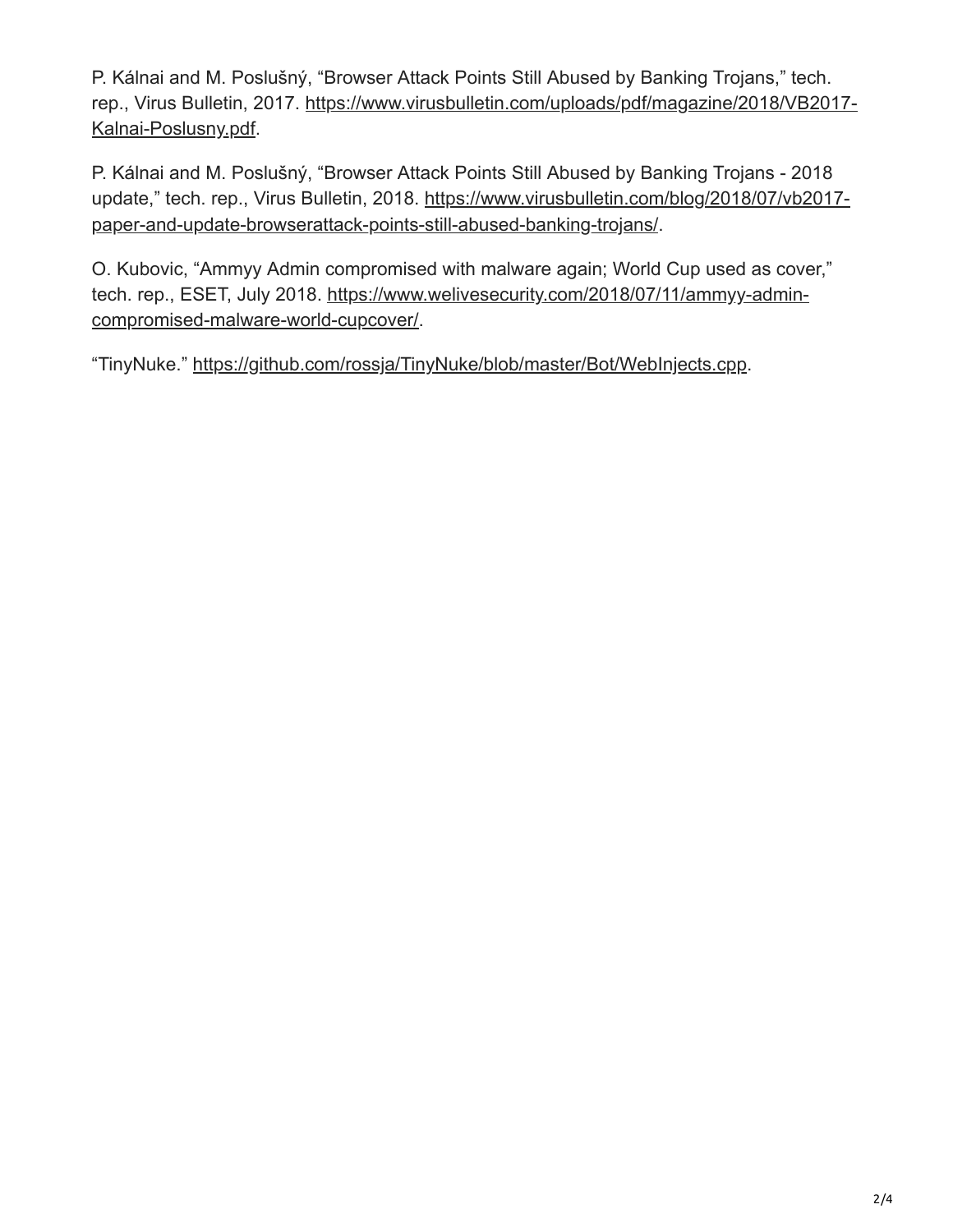P. Kálnai and M. Poslušný, “Browser Attack Points Still Abused by Banking Trojans,” tech. rep., Virus Bulletin, 2017. [https://www.virusbulletin.com/uploads/pdf/magazine/2018/VB2017-Kalnai-Poslusny.pdf](https://www.virusbulletin.com/uploads/pdf/magazine/2018/VB2017-Kalnai-Poslusny.pdf).

P. Kálnai and M. Poslušný, “Browser Attack Points Still Abused by Banking Trojans - 2018 update,” tech. rep., Virus Bulletin, 2018. [https://www.virusbulletin.com/blog/2018/07/vb2017-paper-and-update-browserattack-points-still-abused-banking-trojans/](https://www.virusbulletin.com/blog/2018/07/vb2017-paper-and-update-browserattack-points-still-abused-banking-trojans/).

O. Kubovic, “Ammyy Admin compromised with malware again; World Cup used as cover,” tech. rep., ESET, July 2018. [https://www.welivesecurity.com/2018/07/11/ammyy-admin-compromised-malware-world-cupcover/](https://www.welivesecurity.com/2018/07/11/ammyy-admin-compromised-malware-world-cupcover/).

“TinyNuke.” [https://github.com/rossja/TinyNuke/blob/master/Bot/WebInjects.cpp](https://github.com/rossja/TinyNuke/blob/master/Bot/WebInjects.cpp).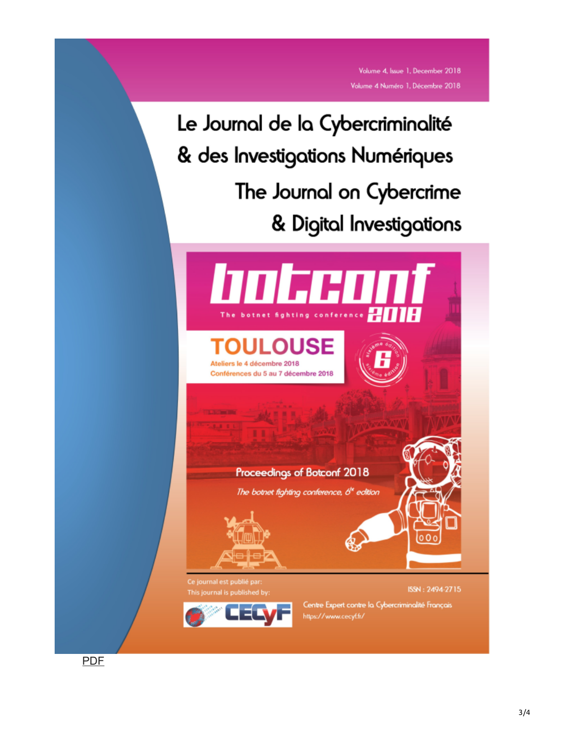Volume 4, Issue 1, December 2018

Volume 4 Numéro 1, Décembre 2018

# Le Journal de la Cybercriminalité & des Investigations Numériques

# The Journal on Cybercrime & Digital Investigations

botconf 2018

The botnet fighting conference

TOULOUSE

Ateliers le 4 décembre 2018

Conférences du 5 au 7 décembre 2018

sixième édition 6

Proceedings of Botconf 2018

*The botnet fighting conference, 6th edition*

Ce journal est publié par:

This journal is published by:

ISSN : 2494-2715

CECyF

Centre Expert contre la Cybercriminalité Français

https://www.cecyf.fr/

PDF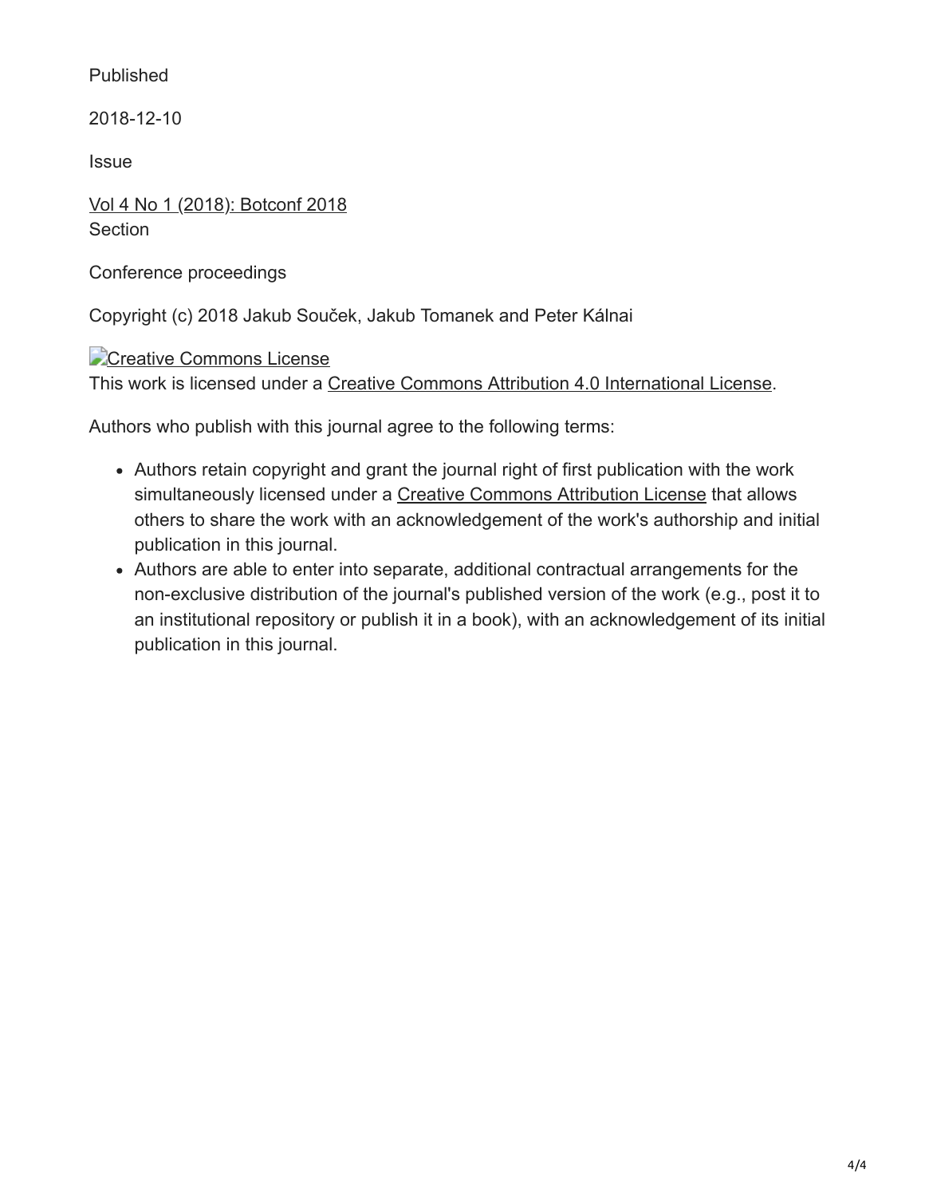Published

2018-12-10

Issue

Vol 4 No 1 (2018): Botconf 2018
Section

Conference proceedings

Copyright (c) 2018 Jakub Souček, Jakub Tomanek and Peter Kálnai

Creative Commons License
This work is licensed under a Creative Commons Attribution 4.0 International License.

Authors who publish with this journal agree to the following terms:

- Authors retain copyright and grant the journal right of first publication with the work simultaneously licensed under a Creative Commons Attribution License that allows others to share the work with an acknowledgement of the work's authorship and initial publication in this journal.
- Authors are able to enter into separate, additional contractual arrangements for the non-exclusive distribution of the journal's published version of the work (e.g., post it to an institutional repository or publish it in a book), with an acknowledgement of its initial publication in this journal.